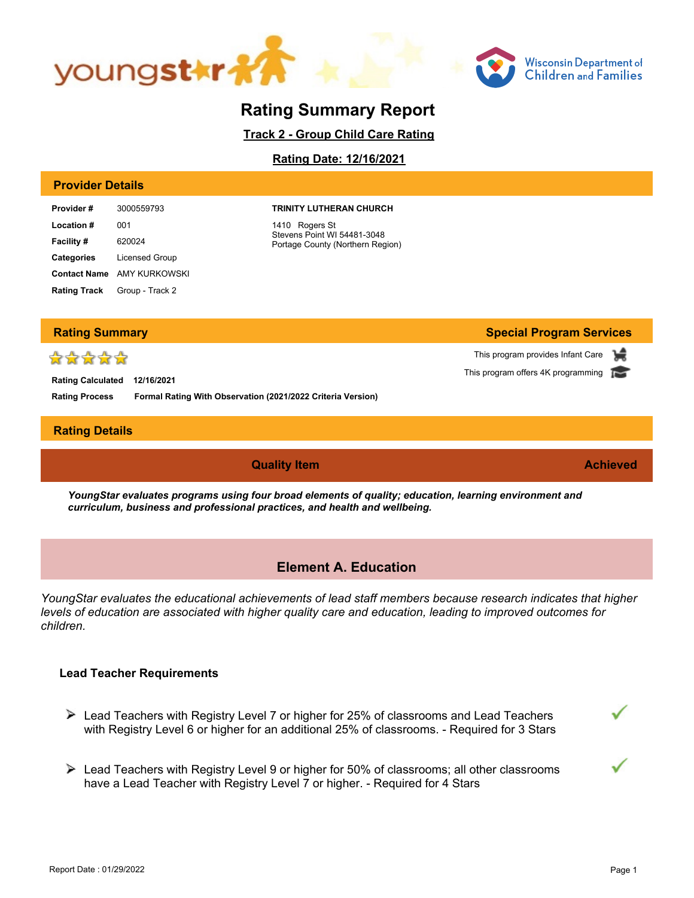# Rating Summary Report

**Track 2 - Group Child Care Rating**

**Rating Date: 12/16/2021**

## Provider Details

| | | |
|---|---|---|
| **Provider #** | 3000559793 | **TRINITY LUTHERAN CHURCH** |
| **Location #** | 001 | 1410 Rogers St<br>Stevens Point WI 54481-3048<br>Portage County (Northern Region) |
| **Facility #** | 620024 | |
| **Categories** | Licensed Group | |
| **Contact Name** | AMY KURKOWSKI | |
| **Rating Track** | Group - Track 2 | |

## Rating Summary

★★★★★

**Rating Calculated** 12/16/2021

**Rating Process** **Formal Rating With Observation (2021/2022 Criteria Version)**

## Special Program Services

This program provides Infant Care

This program offers 4K programming

## Rating Details

| Quality Item | Achieved |
|---|---|

***YoungStar evaluates programs using four broad elements of quality; education, learning environment and curriculum, business and professional practices, and health and wellbeing.***

## Element A. Education

*YoungStar evaluates the educational achievements of lead staff members because research indicates that higher levels of education are associated with higher quality care and education, leading to improved outcomes for children.*

### Lead Teacher Requirements

| Requirement | Achieved |
|---|---|
| Lead Teachers with Registry Level 7 or higher for 25% of classrooms and Lead Teachers with Registry Level 6 or higher for an additional 25% of classrooms. - Required for 3 Stars | ✓ |
| Lead Teachers with Registry Level 9 or higher for 50% of classrooms; all other classrooms have a Lead Teacher with Registry Level 7 or higher. - Required for 4 Stars | ✓ |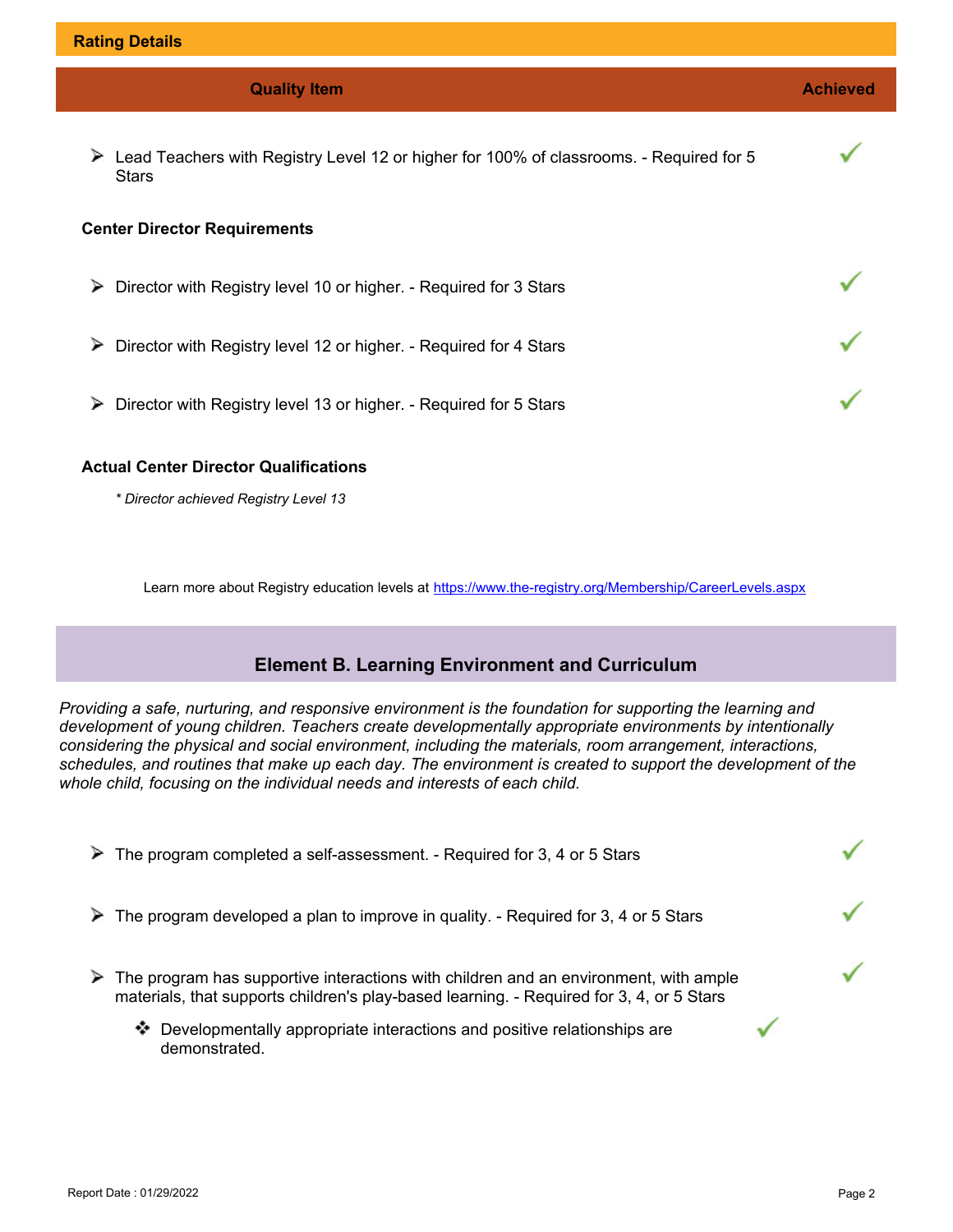## Rating Details

| Quality Item | Achieved |
| --- | --- |
| ➢ Lead Teachers with Registry Level 12 or higher for 100% of classrooms. - Required for 5 Stars | ✓ |
| **Center Director Requirements** | |
| ➢ Director with Registry level 10 or higher. - Required for 3 Stars | ✓ |
| ➢ Director with Registry level 12 or higher. - Required for 4 Stars | ✓ |
| ➢ Director with Registry level 13 or higher. - Required for 5 Stars | ✓ |

**Actual Center Director Qualifications**

*\* Director achieved Registry Level 13*

Learn more about Registry education levels at https://www.the-registry.org/Membership/CareerLevels.aspx

## Element B. Learning Environment and Curriculum

*Providing a safe, nurturing, and responsive environment is the foundation for supporting the learning and development of young children. Teachers create developmentally appropriate environments by intentionally considering the physical and social environment, including the materials, room arrangement, interactions, schedules, and routines that make up each day. The environment is created to support the development of the whole child, focusing on the individual needs and interests of each child.*

| Quality Item | Achieved |
| --- | --- |
| ➢ The program completed a self-assessment. - Required for 3, 4 or 5 Stars | ✓ |
| ➢ The program developed a plan to improve in quality. - Required for 3, 4 or 5 Stars | ✓ |
| ➢ The program has supportive interactions with children and an environment, with ample materials, that supports children's play-based learning. - Required for 3, 4, or 5 Stars | ✓ |
| ❖ Developmentally appropriate interactions and positive relationships are demonstrated. | ✓ |

Report Date : 01/29/2022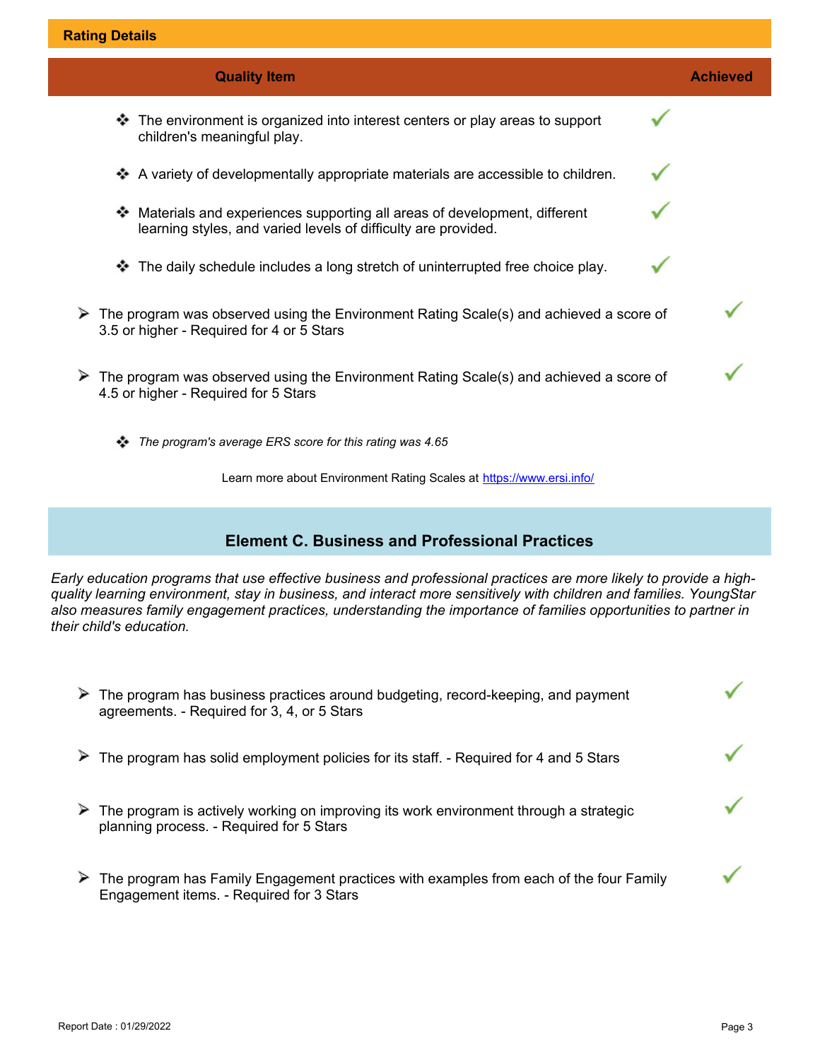**Rating Details**

| Quality Item | Achieved |
| --- | --- |
| ❖ The environment is organized into interest centers or play areas to support children's meaningful play. | ✓ |
| ❖ A variety of developmentally appropriate materials are accessible to children. | ✓ |
| ❖ Materials and experiences supporting all areas of development, different learning styles, and varied levels of difficulty are provided. | ✓ |
| ❖ The daily schedule includes a long stretch of uninterrupted free choice play. | ✓ |
| ➢ The program was observed using the Environment Rating Scale(s) and achieved a score of 3.5 or higher - Required for 4 or 5 Stars | ✓ |
| ➢ The program was observed using the Environment Rating Scale(s) and achieved a score of 4.5 or higher - Required for 5 Stars | ✓ |

- *The program's average ERS score for this rating was 4.65*

Learn more about Environment Rating Scales at https://www.ersi.info/

## Element C. Business and Professional Practices

*Early education programs that use effective business and professional practices are more likely to provide a high-quality learning environment, stay in business, and interact more sensitively with children and families. YoungStar also measures family engagement practices, understanding the importance of families opportunities to partner in their child's education.*

| Quality Item | Achieved |
| --- | --- |
| ➢ The program has business practices around budgeting, record-keeping, and payment agreements. - Required for 3, 4, or 5 Stars | ✓ |
| ➢ The program has solid employment policies for its staff. - Required for 4 and 5 Stars | ✓ |
| ➢ The program is actively working on improving its work environment through a strategic planning process. - Required for 5 Stars | ✓ |
| ➢ The program has Family Engagement practices with examples from each of the four Family Engagement items. - Required for 3 Stars | ✓ |

Report Date : 01/29/2022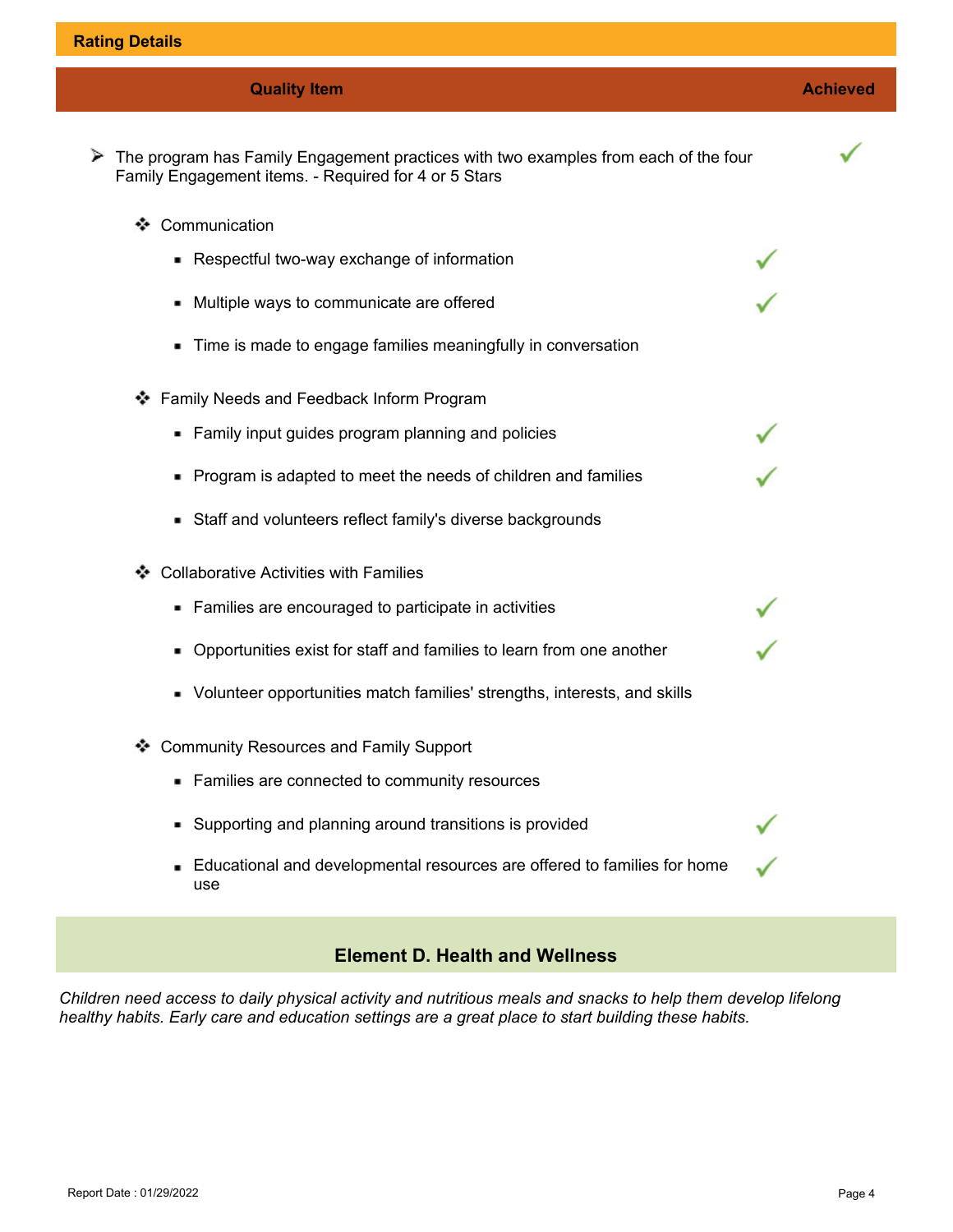## Rating Details

| Quality Item | Achieved |
|---|---|
| The program has Family Engagement practices with two examples from each of the four Family Engagement items. - Required for 4 or 5 Stars | ✓ |

- **Communication**
  - Respectful two-way exchange of information ✓
  - Multiple ways to communicate are offered ✓
  - Time is made to engage families meaningfully in conversation
- **Family Needs and Feedback Inform Program**
  - Family input guides program planning and policies ✓
  - Program is adapted to meet the needs of children and families ✓
  - Staff and volunteers reflect family's diverse backgrounds
- **Collaborative Activities with Families**
  - Families are encouraged to participate in activities ✓
  - Opportunities exist for staff and families to learn from one another ✓
  - Volunteer opportunities match families' strengths, interests, and skills
- **Community Resources and Family Support**
  - Families are connected to community resources
  - Supporting and planning around transitions is provided ✓
  - Educational and developmental resources are offered to families for home use ✓

## Element D. Health and Wellness

*Children need access to daily physical activity and nutritious meals and snacks to help them develop lifelong healthy habits. Early care and education settings are a great place to start building these habits.*

Report Date : 01/29/2022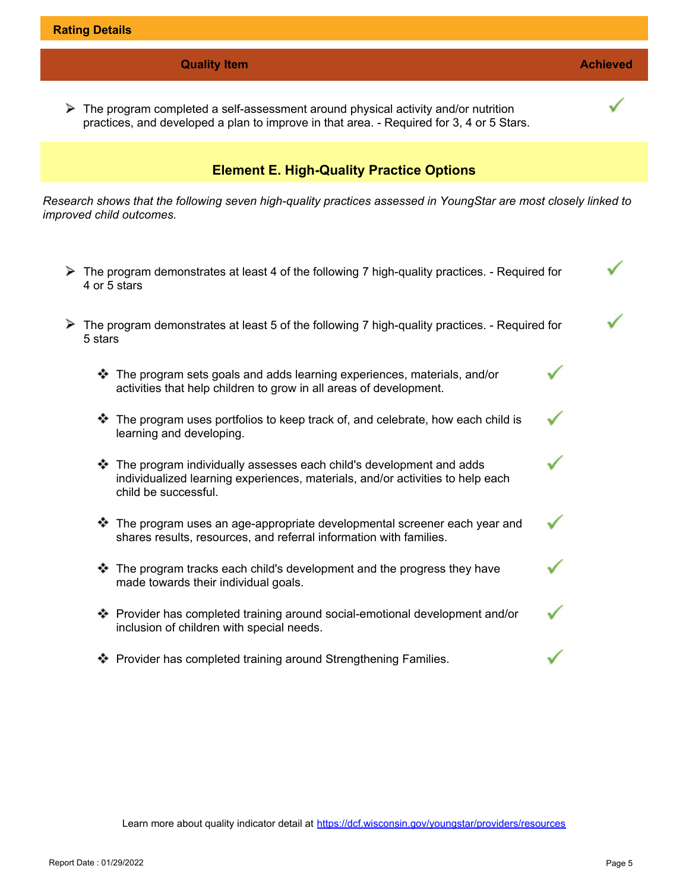**Rating Details**

| Quality Item | Achieved |
|---|---|
| ➢ The program completed a self-assessment around physical activity and/or nutrition practices, and developed a plan to improve in that area. - Required for 3, 4 or 5 Stars. | ✓ |

## Element E. High-Quality Practice Options

*Research shows that the following seven high-quality practices assessed in YoungStar are most closely linked to improved child outcomes.*

| | |
|---|---|
| ➢ The program demonstrates at least 4 of the following 7 high-quality practices. - Required for 4 or 5 stars | ✓ |
| ➢ The program demonstrates at least 5 of the following 7 high-quality practices. - Required for 5 stars | ✓ |

| | |
|---|---|
| ❖ The program sets goals and adds learning experiences, materials, and/or activities that help children to grow in all areas of development. | ✓ |
| ❖ The program uses portfolios to keep track of, and celebrate, how each child is learning and developing. | ✓ |
| ❖ The program individually assesses each child's development and adds individualized learning experiences, materials, and/or activities to help each child be successful. | ✓ |
| ❖ The program uses an age-appropriate developmental screener each year and shares results, resources, and referral information with families. | ✓ |
| ❖ The program tracks each child's development and the progress they have made towards their individual goals. | ✓ |
| ❖ Provider has completed training around social-emotional development and/or inclusion of children with special needs. | ✓ |
| ❖ Provider has completed training around Strengthening Families. | ✓ |

Learn more about quality indicator detail at https://dcf.wisconsin.gov/youngstar/providers/resources

Report Date : 01/29/2022